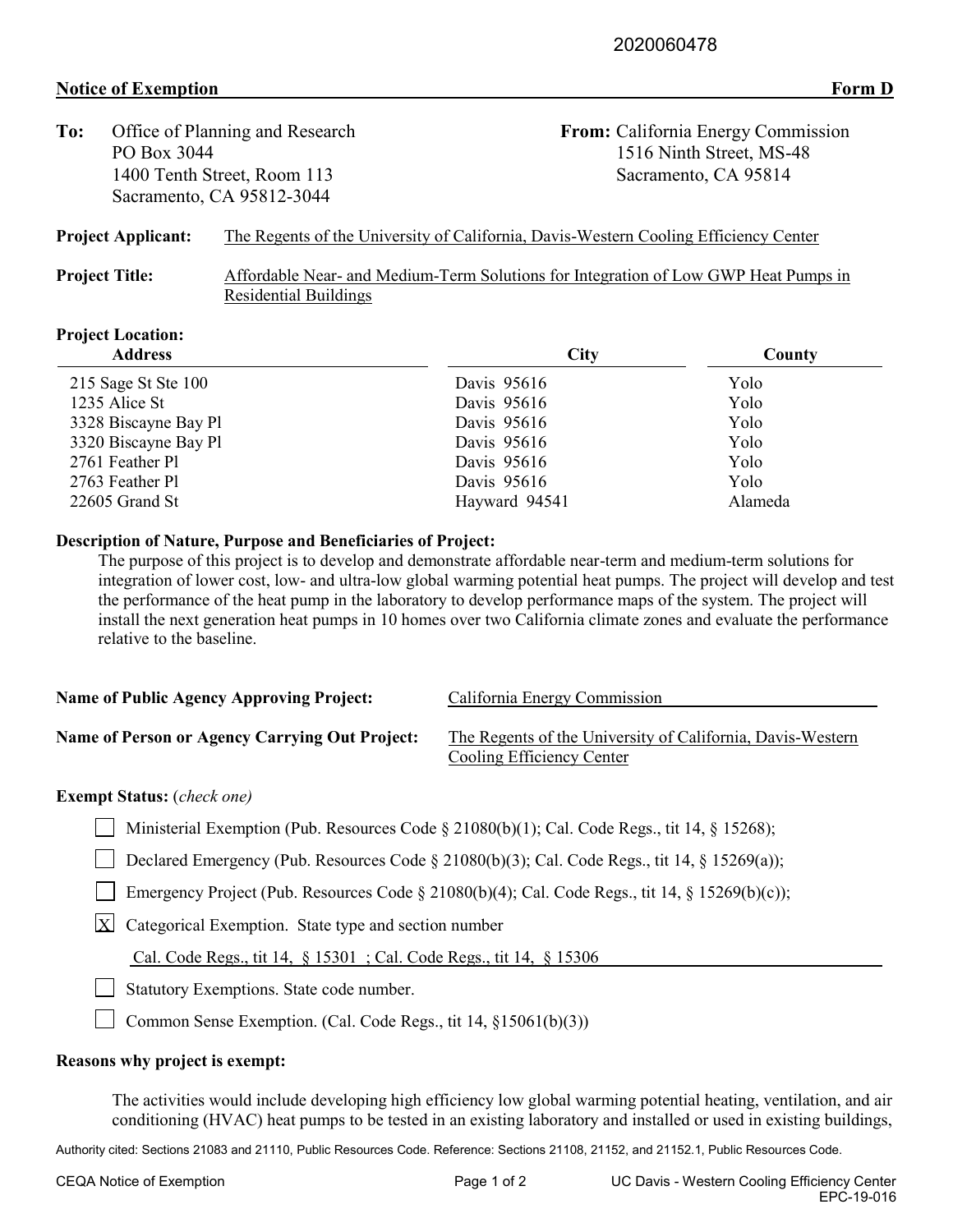2020060478

**Notice of Exemption** **Form D**

**To:** Office of Planning and Research
PO Box 3044
1400 Tenth Street, Room 113
Sacramento, CA 95812-3044

**From:** California Energy Commission
1516 Ninth Street, MS-48
Sacramento, CA 95814

**Project Applicant:** The Regents of the University of California, Davis-Western Cooling Efficiency Center

**Project Title:** Affordable Near- and Medium-Term Solutions for Integration of Low GWP Heat Pumps in Residential Buildings

**Project Location:**

| Address | City | County |
|---|---|---|
| 215 Sage St Ste 100 | Davis 95616 | Yolo |
| 1235 Alice St | Davis 95616 | Yolo |
| 3328 Biscayne Bay Pl | Davis 95616 | Yolo |
| 3320 Biscayne Bay Pl | Davis 95616 | Yolo |
| 2761 Feather Pl | Davis 95616 | Yolo |
| 2763 Feather Pl | Davis 95616 | Yolo |
| 22605 Grand St | Hayward 94541 | Alameda |

**Description of Nature, Purpose and Beneficiaries of Project:**

The purpose of this project is to develop and demonstrate affordable near-term and medium-term solutions for integration of lower cost, low- and ultra-low global warming potential heat pumps. The project will develop and test the performance of the heat pump in the laboratory to develop performance maps of the system. The project will install the next generation heat pumps in 10 homes over two California climate zones and evaluate the performance relative to the baseline.

**Name of Public Agency Approving Project:** California Energy Commission

**Name of Person or Agency Carrying Out Project:** The Regents of the University of California, Davis-Western Cooling Efficiency Center

**Exempt Status:** (*check one*)

- [ ] Ministerial Exemption (Pub. Resources Code § 21080(b)(1); Cal. Code Regs., tit 14, § 15268);
- [ ] Declared Emergency (Pub. Resources Code § 21080(b)(3); Cal. Code Regs., tit 14, § 15269(a));
- [ ] Emergency Project (Pub. Resources Code § 21080(b)(4); Cal. Code Regs., tit 14, § 15269(b)(c));
- [X] Categorical Exemption. State type and section number

  Cal. Code Regs., tit 14, § 15301 ; Cal. Code Regs., tit 14, § 15306
- [ ] Statutory Exemptions. State code number.
- [ ] Common Sense Exemption. (Cal. Code Regs., tit 14, §15061(b)(3))

**Reasons why project is exempt:**

The activities would include developing high efficiency low global warming potential heating, ventilation, and air conditioning (HVAC) heat pumps to be tested in an existing laboratory and installed or used in existing buildings,

Authority cited: Sections 21083 and 21110, Public Resources Code. Reference: Sections 21108, 21152, and 21152.1, Public Resources Code.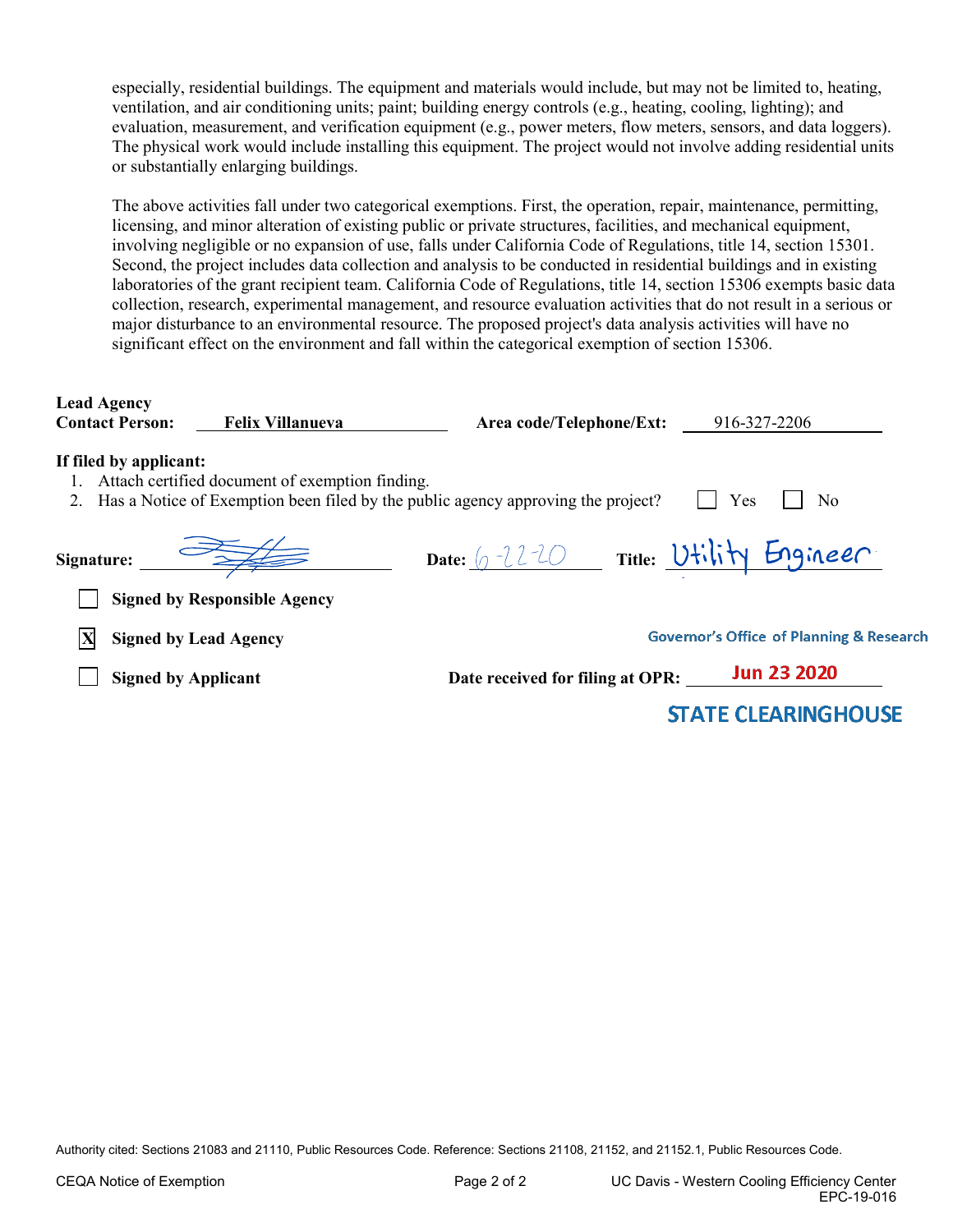especially, residential buildings. The equipment and materials would include, but may not be limited to, heating, ventilation, and air conditioning units; paint; building energy controls (e.g., heating, cooling, lighting); and evaluation, measurement, and verification equipment (e.g., power meters, flow meters, sensors, and data loggers). The physical work would include installing this equipment. The project would not involve adding residential units or substantially enlarging buildings.

The above activities fall under two categorical exemptions. First, the operation, repair, maintenance, permitting, licensing, and minor alteration of existing public or private structures, facilities, and mechanical equipment, involving negligible or no expansion of use, falls under California Code of Regulations, title 14, section 15301. Second, the project includes data collection and analysis to be conducted in residential buildings and in existing laboratories of the grant recipient team. California Code of Regulations, title 14, section 15306 exempts basic data collection, research, experimental management, and resource evaluation activities that do not result in a serious or major disturbance to an environmental resource. The proposed project's data analysis activities will have no significant effect on the environment and fall within the categorical exemption of section 15306.

**Lead Agency Contact Person:** **Felix Villanueva** **Area code/Telephone/Ext:** 916-327-2206

**If filed by applicant:**

1. Attach certified document of exemption finding.
2. Has a Notice of Exemption been filed by the public agency approving the project? ☐ Yes ☐ No

**Signature:** [signature] **Date:** 6-22-20 **Title:** Utility Engineer

☐ **Signed by Responsible Agency**

☒ **Signed by Lead Agency**

☐ **Signed by Applicant**

Governor's Office of Planning & Research

**Date received for filing at OPR:** Jun 23 2020

STATE CLEARINGHOUSE

Authority cited: Sections 21083 and 21110, Public Resources Code. Reference: Sections 21108, 21152, and 21152.1, Public Resources Code.

CEQA Notice of Exemption

UC Davis - Western Cooling Efficiency Center
EPC-19-016